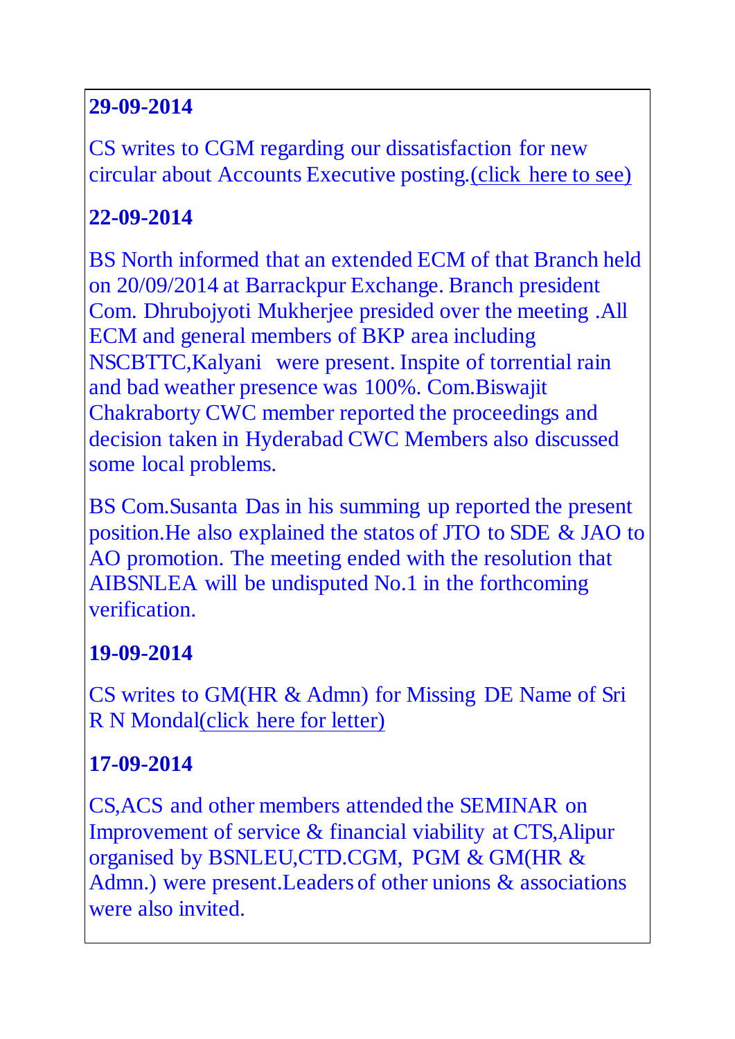**29-09-2014**

CS writes to CGM regarding our dissatisfaction for new circular about Accounts Executive posting.(click here to see)

**22-09-2014**

BS North informed that an extended ECM of that Branch held on 20/09/2014 at Barrackpur Exchange. Branch president Com. Dhrubojyoti Mukherjee presided over the meeting .All ECM and general members of BKP area including NSCBTTC,Kalyani were present. Inspite of torrential rain and bad weather presence was 100%. Com.Biswajit Chakraborty CWC member reported the proceedings and decision taken in Hyderabad CWC Members also discussed some local problems.

BS Com.Susanta Das in his summing up reported the present position.He also explained the statos of JTO to SDE & JAO to AO promotion. The meeting ended with the resolution that AIBSNLEA will be undisputed No.1 in the forthcoming verification.

**19-09-2014**

CS writes to GM(HR & Admn) for Missing DE Name of Sri R N Mondal(click here for letter)

**17-09-2014**

CS,ACS and other members attended the SEMINAR on Improvement of service & financial viability at CTS,Alipur organised by BSNLEU,CTD.CGM, PGM & GM(HR & Admn.) were present.Leaders of other unions & associations were also invited.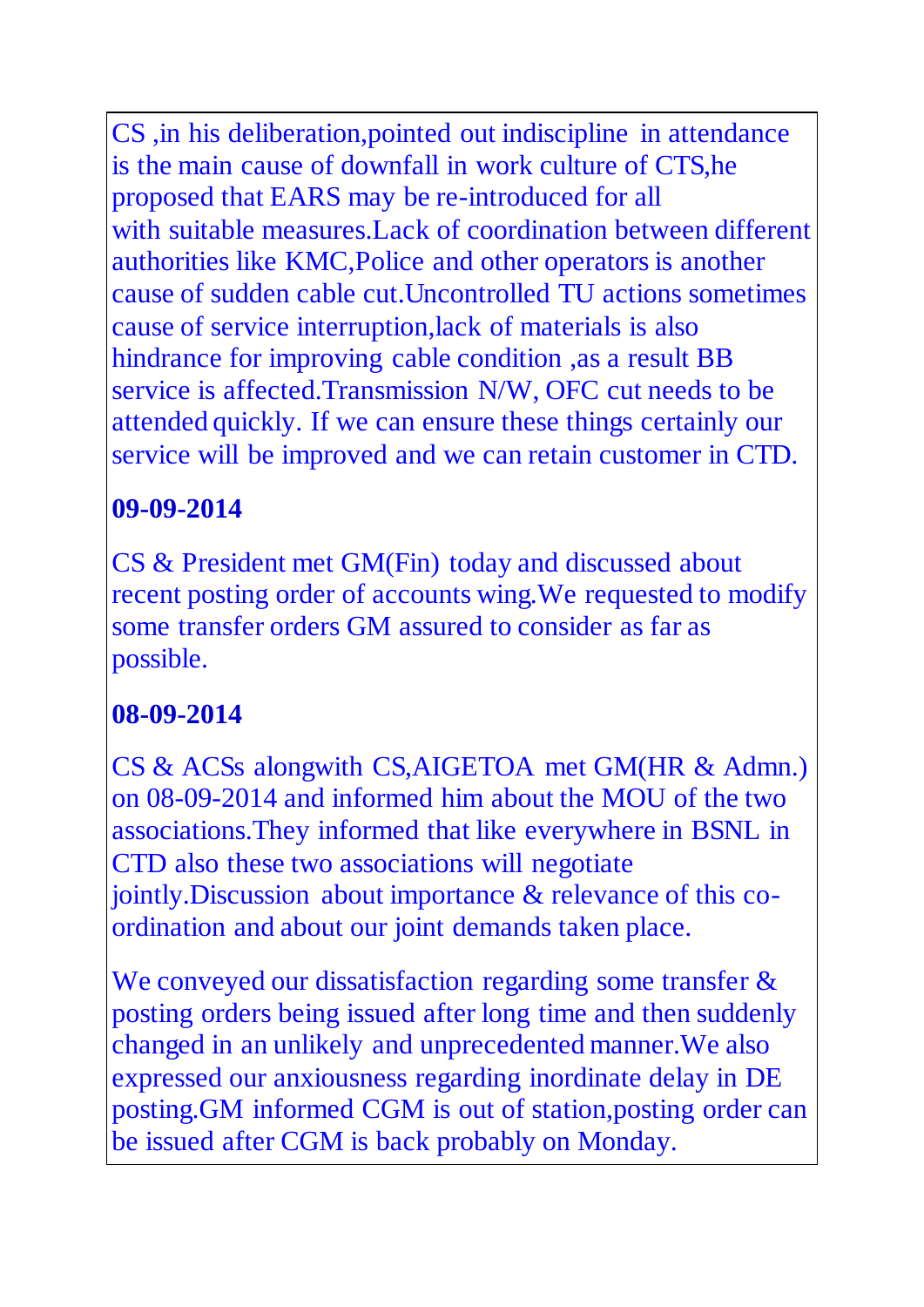CS ,in his deliberation,pointed out indiscipline in attendance is the main cause of downfall in work culture of CTS,he proposed that EARS may be re-introduced for all with suitable measures.Lack of coordination between different authorities like KMC,Police and other operators is another cause of sudden cable cut.Uncontrolled TU actions sometimes cause of service interruption,lack of materials is also hindrance for improving cable condition ,as a result BB service is affected.Transmission N/W, OFC cut needs to be attended quickly. If we can ensure these things certainly our service will be improved and we can retain customer in CTD.

**09-09-2014**

CS & President met GM(Fin) today and discussed about recent posting order of accounts wing.We requested to modify some transfer orders GM assured to consider as far as possible.

**08-09-2014**

CS & ACSs alongwith CS,AIGETOA met GM(HR & Admn.) on 08-09-2014 and informed him about the MOU of the two associations.They informed that like everywhere in BSNL in CTD also these two associations will negotiate jointly.Discussion about importance & relevance of this co-ordination and about our joint demands taken place.

We conveyed our dissatisfaction regarding some transfer & posting orders being issued after long time and then suddenly changed in an unlikely and unprecedented manner.We also expressed our anxiousness regarding inordinate delay in DE posting.GM informed CGM is out of station,posting order can be issued after CGM is back probably on Monday.